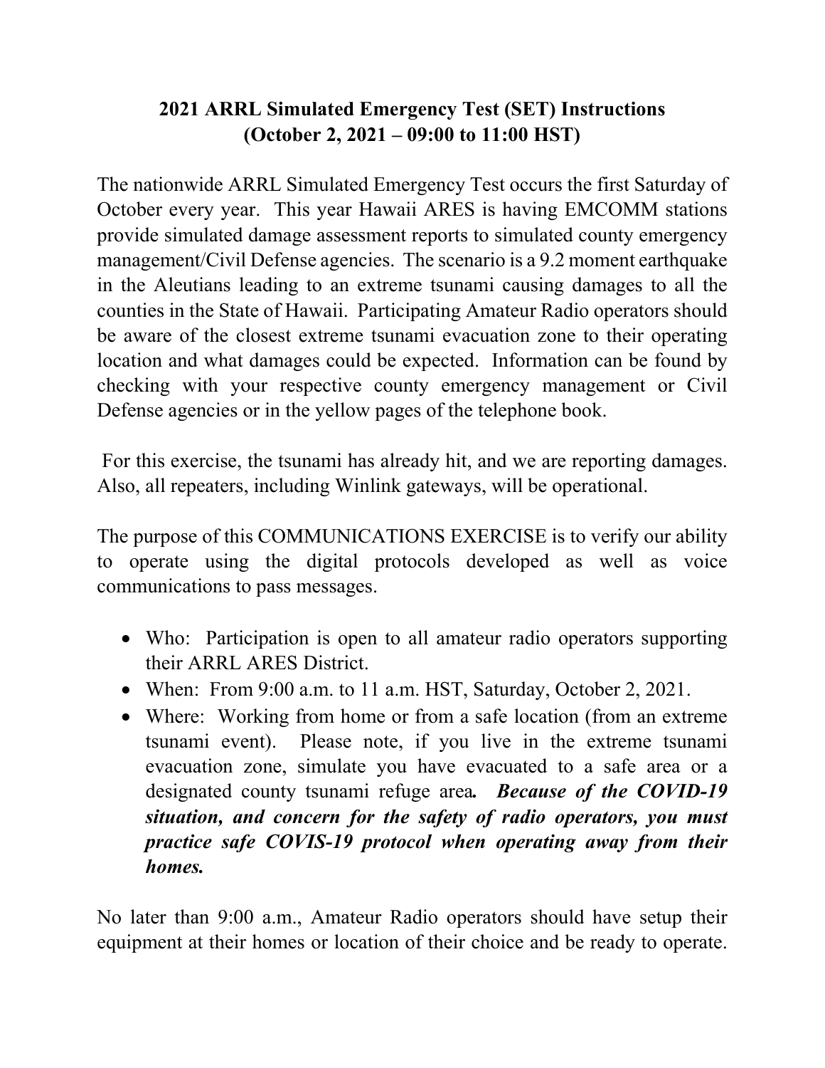# 2021 ARRL Simulated Emergency Test (SET) Instructions
## (October 2, 2021 – 09:00 to 11:00 HST)

The nationwide ARRL Simulated Emergency Test occurs the first Saturday of October every year. This year Hawaii ARES is having EMCOMM stations provide simulated damage assessment reports to simulated county emergency management/Civil Defense agencies. The scenario is a 9.2 moment earthquake in the Aleutians leading to an extreme tsunami causing damages to all the counties in the State of Hawaii. Participating Amateur Radio operators should be aware of the closest extreme tsunami evacuation zone to their operating location and what damages could be expected. Information can be found by checking with your respective county emergency management or Civil Defense agencies or in the yellow pages of the telephone book.

For this exercise, the tsunami has already hit, and we are reporting damages. Also, all repeaters, including Winlink gateways, will be operational.

The purpose of this COMMUNICATIONS EXERCISE is to verify our ability to operate using the digital protocols developed as well as voice communications to pass messages.

- Who: Participation is open to all amateur radio operators supporting their ARRL ARES District.
- When: From 9:00 a.m. to 11 a.m. HST, Saturday, October 2, 2021.
- Where: Working from home or from a safe location (from an extreme tsunami event). Please note, if you live in the extreme tsunami evacuation zone, simulate you have evacuated to a safe area or a designated county tsunami refuge area***. Because of the COVID-19 situation, and concern for the safety of radio operators, you must practice safe COVIS-19 protocol when operating away from their homes.***

No later than 9:00 a.m., Amateur Radio operators should have setup their equipment at their homes or location of their choice and be ready to operate.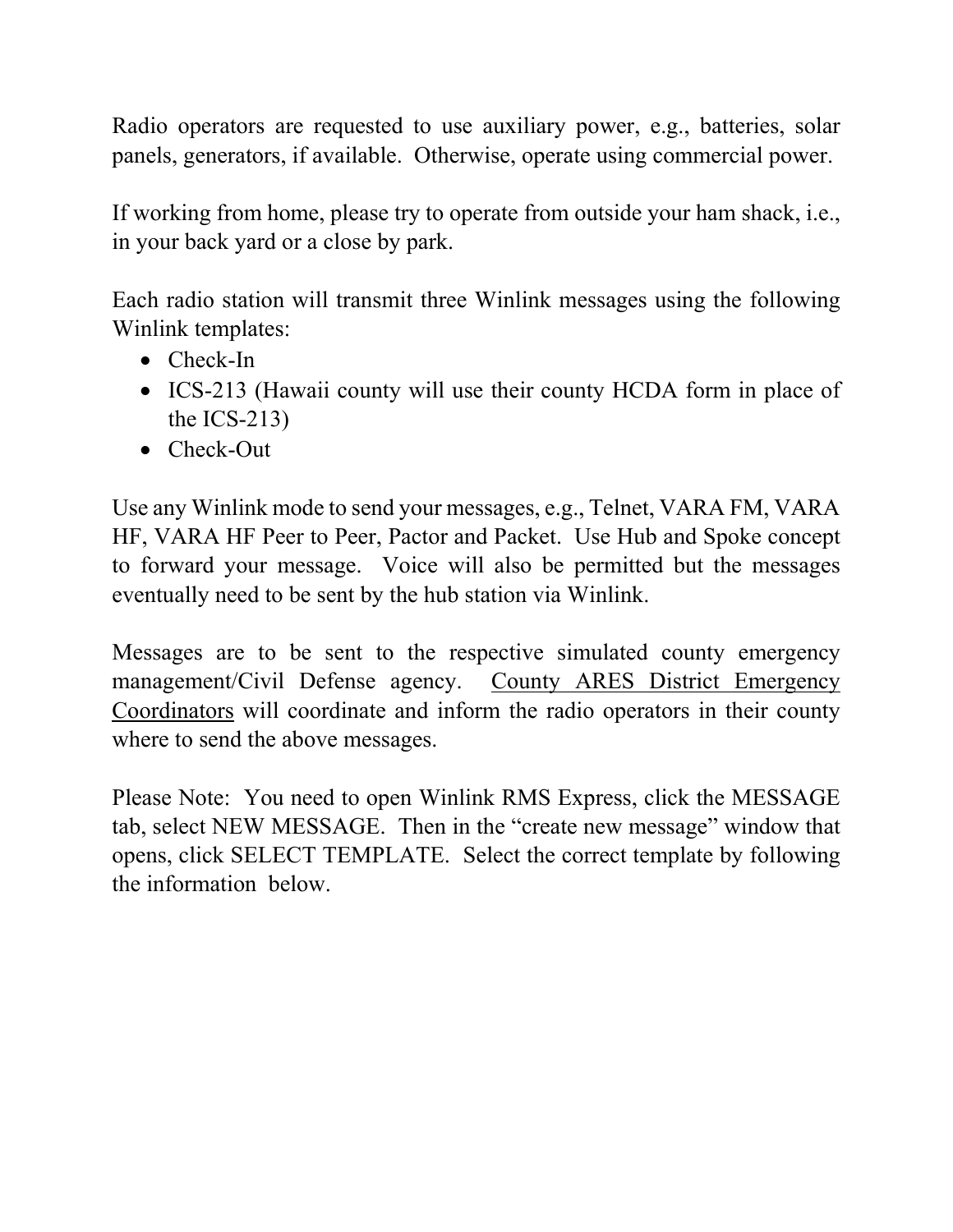Radio operators are requested to use auxiliary power, e.g., batteries, solar panels, generators, if available. Otherwise, operate using commercial power.

If working from home, please try to operate from outside your ham shack, i.e., in your back yard or a close by park.

Each radio station will transmit three Winlink messages using the following Winlink templates:

- Check-In
- ICS-213 (Hawaii county will use their county HCDA form in place of the ICS-213)
- Check-Out

Use any Winlink mode to send your messages, e.g., Telnet, VARA FM, VARA HF, VARA HF Peer to Peer, Pactor and Packet. Use Hub and Spoke concept to forward your message. Voice will also be permitted but the messages eventually need to be sent by the hub station via Winlink.

Messages are to be sent to the respective simulated county emergency management/Civil Defense agency. <u>County ARES District Emergency Coordinators</u> will coordinate and inform the radio operators in their county where to send the above messages.

Please Note: You need to open Winlink RMS Express, click the MESSAGE tab, select NEW MESSAGE. Then in the "create new message" window that opens, click SELECT TEMPLATE. Select the correct template by following the information below.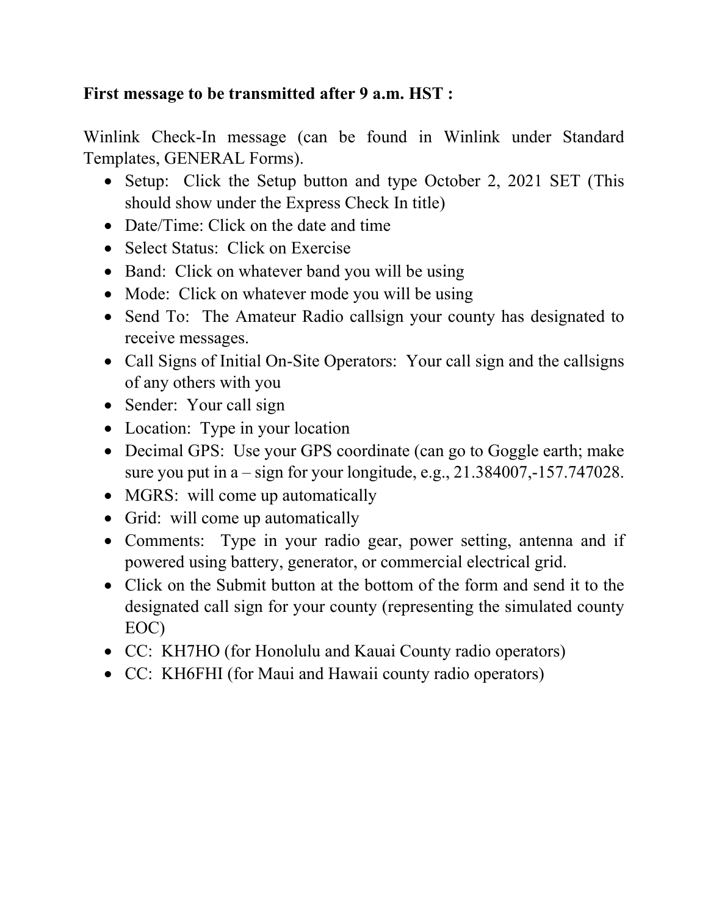**First message to be transmitted after 9 a.m. HST :**

Winlink Check-In message (can be found in Winlink under Standard Templates, GENERAL Forms).

- Setup: Click the Setup button and type October 2, 2021 SET (This should show under the Express Check In title)
- Date/Time: Click on the date and time
- Select Status: Click on Exercise
- Band: Click on whatever band you will be using
- Mode: Click on whatever mode you will be using
- Send To: The Amateur Radio callsign your county has designated to receive messages.
- Call Signs of Initial On-Site Operators: Your call sign and the callsigns of any others with you
- Sender: Your call sign
- Location: Type in your location
- Decimal GPS: Use your GPS coordinate (can go to Goggle earth; make sure you put in a – sign for your longitude, e.g., 21.384007,-157.747028.
- MGRS: will come up automatically
- Grid: will come up automatically
- Comments: Type in your radio gear, power setting, antenna and if powered using battery, generator, or commercial electrical grid.
- Click on the Submit button at the bottom of the form and send it to the designated call sign for your county (representing the simulated county EOC)
- CC: KH7HO (for Honolulu and Kauai County radio operators)
- CC: KH6FHI (for Maui and Hawaii county radio operators)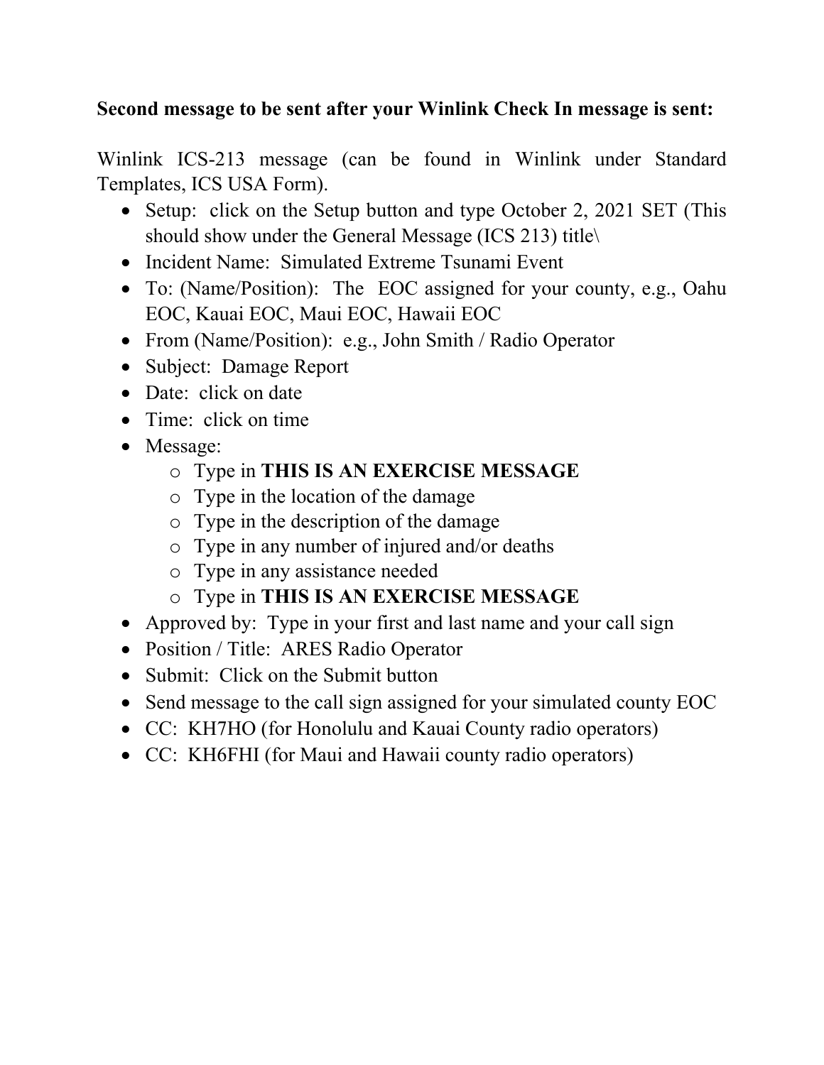**Second message to be sent after your Winlink Check In message is sent:**

Winlink ICS-213 message (can be found in Winlink under Standard Templates, ICS USA Form).

- Setup: click on the Setup button and type October 2, 2021 SET (This should show under the General Message (ICS 213) title\
- Incident Name: Simulated Extreme Tsunami Event
- To: (Name/Position): The EOC assigned for your county, e.g., Oahu EOC, Kauai EOC, Maui EOC, Hawaii EOC
- From (Name/Position): e.g., John Smith / Radio Operator
- Subject: Damage Report
- Date: click on date
- Time: click on time
- Message:
  - Type in **THIS IS AN EXERCISE MESSAGE**
  - Type in the location of the damage
  - Type in the description of the damage
  - Type in any number of injured and/or deaths
  - Type in any assistance needed
  - Type in **THIS IS AN EXERCISE MESSAGE**
- Approved by: Type in your first and last name and your call sign
- Position / Title: ARES Radio Operator
- Submit: Click on the Submit button
- Send message to the call sign assigned for your simulated county EOC
- CC: KH7HO (for Honolulu and Kauai County radio operators)
- CC: KH6FHI (for Maui and Hawaii county radio operators)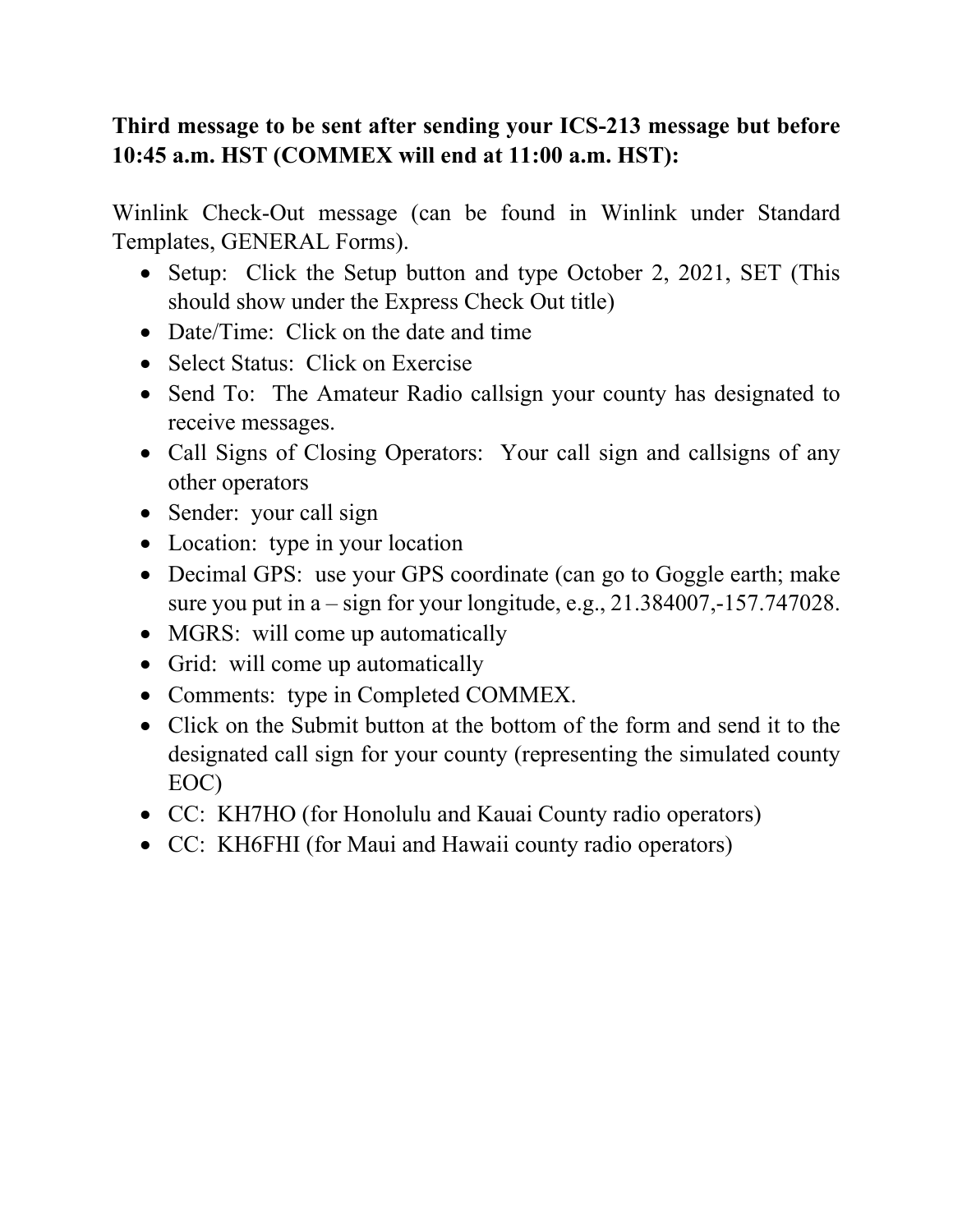**Third message to be sent after sending your ICS-213 message but before 10:45 a.m. HST (COMMEX will end at 11:00 a.m. HST):**

Winlink Check-Out message (can be found in Winlink under Standard Templates, GENERAL Forms).

- Setup: Click the Setup button and type October 2, 2021, SET (This should show under the Express Check Out title)
- Date/Time: Click on the date and time
- Select Status: Click on Exercise
- Send To: The Amateur Radio callsign your county has designated to receive messages.
- Call Signs of Closing Operators: Your call sign and callsigns of any other operators
- Sender: your call sign
- Location: type in your location
- Decimal GPS: use your GPS coordinate (can go to Goggle earth; make sure you put in a – sign for your longitude, e.g., 21.384007,-157.747028.
- MGRS: will come up automatically
- Grid: will come up automatically
- Comments: type in Completed COMMEX.
- Click on the Submit button at the bottom of the form and send it to the designated call sign for your county (representing the simulated county EOC)
- CC: KH7HO (for Honolulu and Kauai County radio operators)
- CC: KH6FHI (for Maui and Hawaii county radio operators)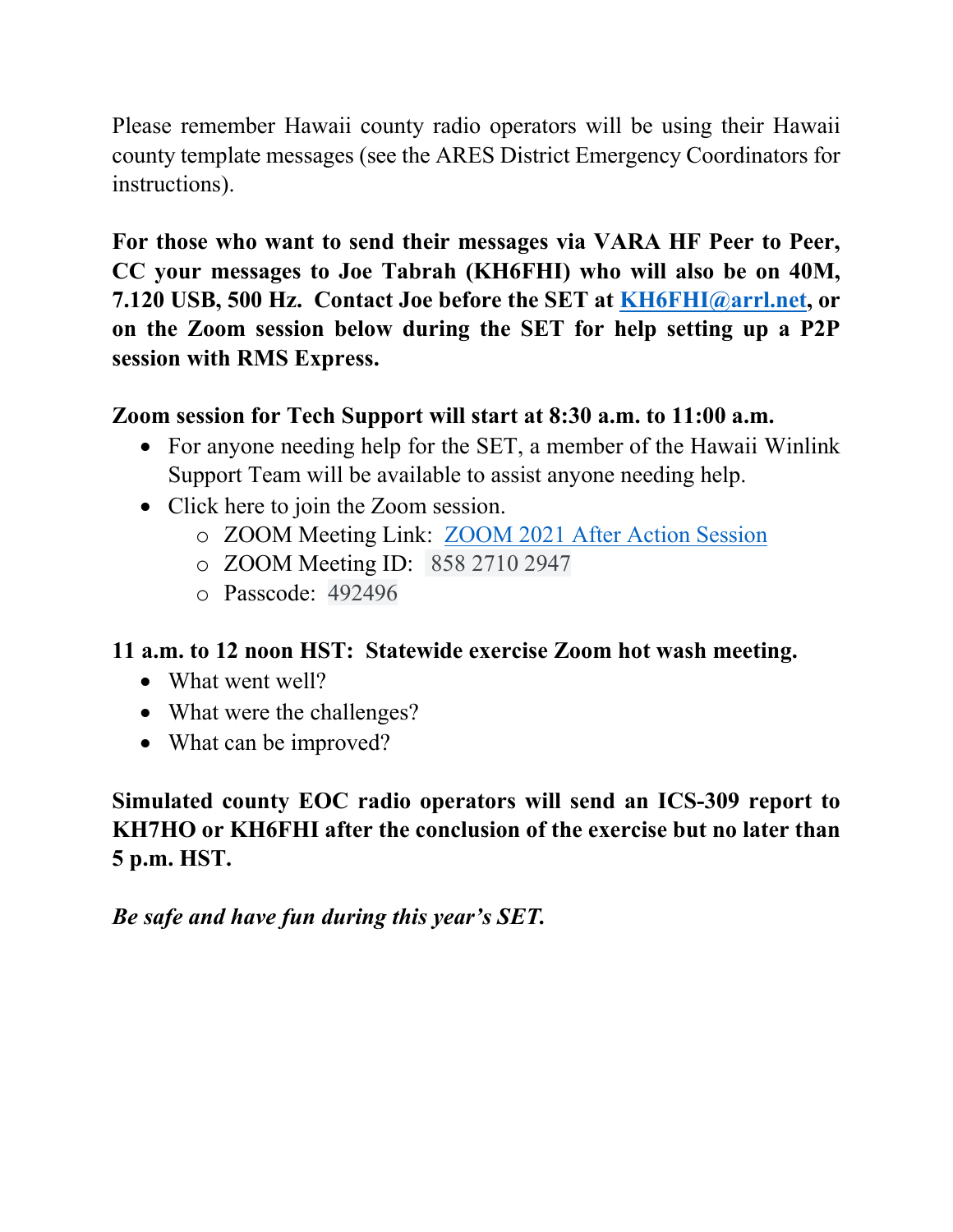Please remember Hawaii county radio operators will be using their Hawaii county template messages (see the ARES District Emergency Coordinators for instructions).

**For those who want to send their messages via VARA HF Peer to Peer, CC your messages to Joe Tabrah (KH6FHI) who will also be on 40M, 7.120 USB, 500 Hz. Contact Joe before the SET at KH6FHI@arrl.net, or on the Zoom session below during the SET for help setting up a P2P session with RMS Express.**

**Zoom session for Tech Support will start at 8:30 a.m. to 11:00 a.m.**

- For anyone needing help for the SET, a member of the Hawaii Winlink Support Team will be available to assist anyone needing help.
- Click here to join the Zoom session.
  - ZOOM Meeting Link: ZOOM 2021 After Action Session
  - ZOOM Meeting ID: 858 2710 2947
  - Passcode: 492496

**11 a.m. to 12 noon HST: Statewide exercise Zoom hot wash meeting.**

- What went well?
- What were the challenges?
- What can be improved?

**Simulated county EOC radio operators will send an ICS-309 report to KH7HO or KH6FHI after the conclusion of the exercise but no later than 5 p.m. HST.**

***Be safe and have fun during this year's SET.***